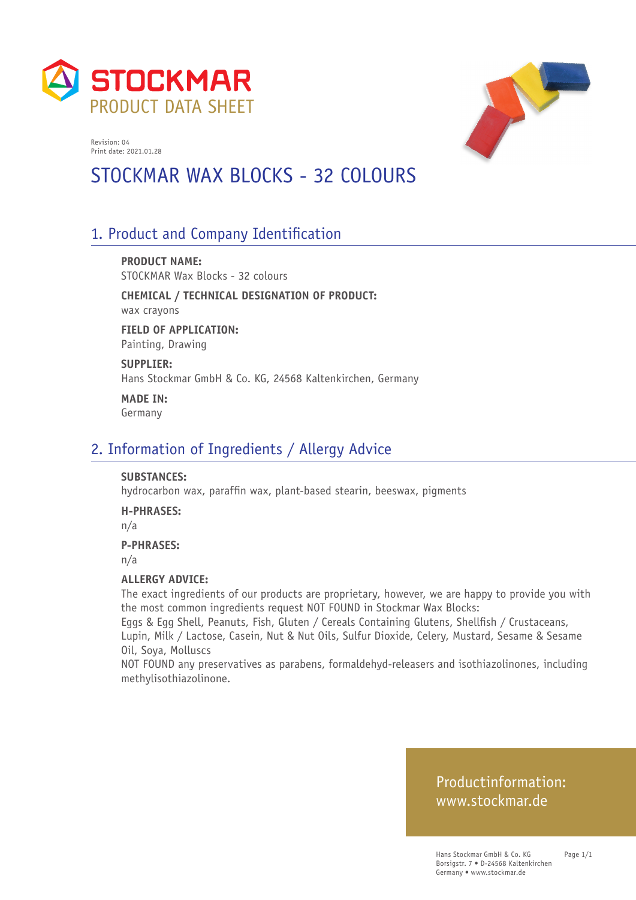# STOCKMAR

PRODUCT DATA SHEET

Revision: 04
Print date: 2021.01.28

# STOCKMAR WAX BLOCKS - 32 COLOURS

## 1. Product and Company Identification

**PRODUCT NAME:**
STOCKMAR Wax Blocks - 32 colours

**CHEMICAL / TECHNICAL DESIGNATION OF PRODUCT:**
wax crayons

**FIELD OF APPLICATION:**
Painting, Drawing

**SUPPLIER:**
Hans Stockmar GmbH & Co. KG, 24568 Kaltenkirchen, Germany

**MADE IN:**
Germany

## 2. Information of Ingredients / Allergy Advice

**SUBSTANCES:**
hydrocarbon wax, paraffin wax, plant-based stearin, beeswax, pigments

**H-PHRASES:**
n/a

**P-PHRASES:**
n/a

**ALLERGY ADVICE:**
The exact ingredients of our products are proprietary, however, we are happy to provide you with the most common ingredients request NOT FOUND in Stockmar Wax Blocks:
Eggs & Egg Shell, Peanuts, Fish, Gluten / Cereals Containing Glutens, Shellfish / Crustaceans, Lupin, Milk / Lactose, Casein, Nut & Nut Oils, Sulfur Dioxide, Celery, Mustard, Sesame & Sesame Oil, Soya, Molluscs
NOT FOUND any preservatives as parabens, formaldehyd-releasers and isothiazolinones, including methylisothiazolinone.

Productinformation:
www.stockmar.de

Hans Stockmar GmbH & Co. KG
Borsigstr. 7 • D-24568 Kaltenkirchen
Germany • www.stockmar.de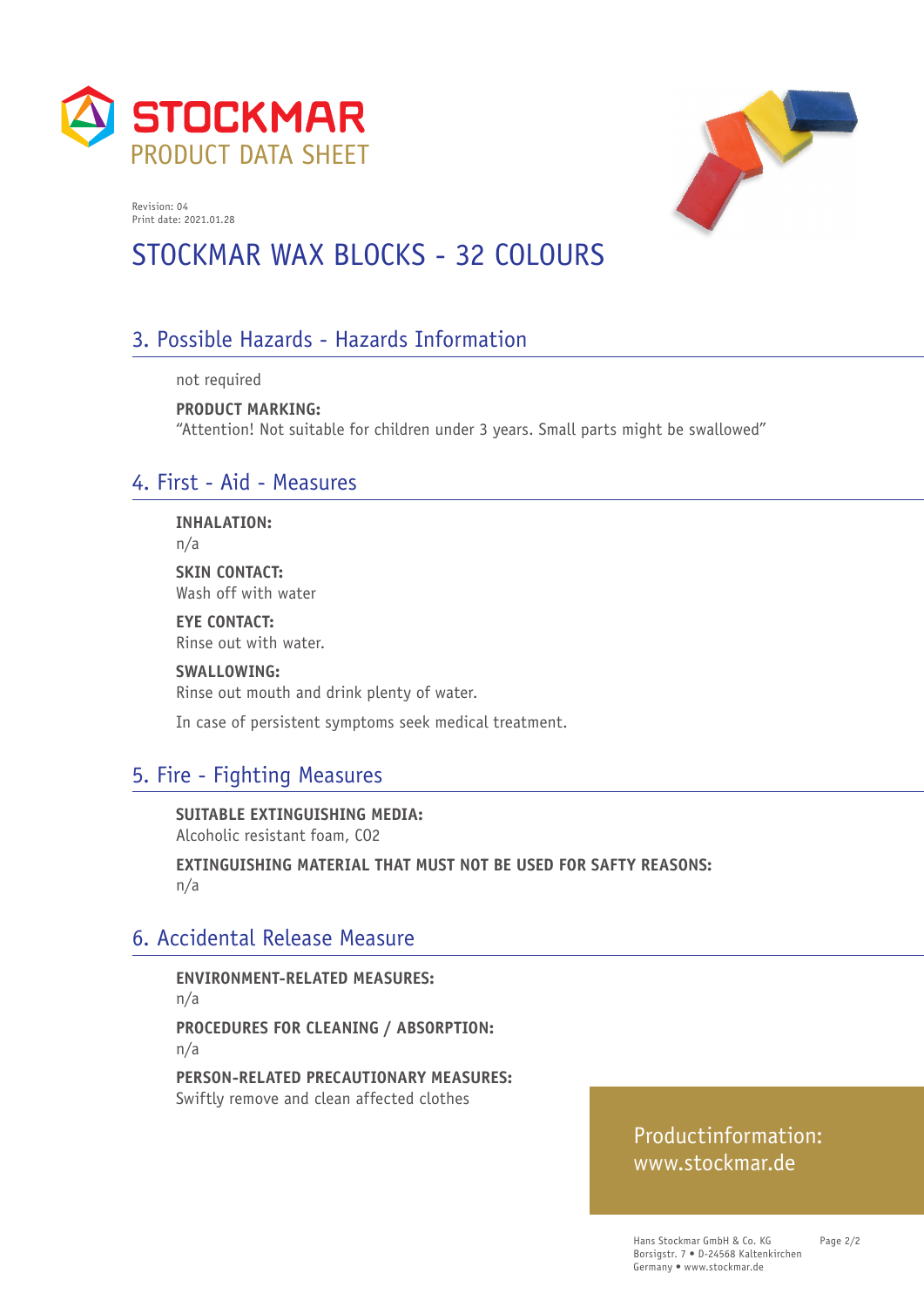STOCKMAR
PRODUCT DATA SHEET

Revision: 04
Print date: 2021.01.28

# STOCKMAR WAX BLOCKS - 32 COLOURS

## 3. Possible Hazards - Hazards Information

not required

**PRODUCT MARKING:**
"Attention! Not suitable for children under 3 years. Small parts might be swallowed"

## 4. First - Aid - Measures

**INHALATION:**
n/a

**SKIN CONTACT:**
Wash off with water

**EYE CONTACT:**
Rinse out with water.

**SWALLOWING:**
Rinse out mouth and drink plenty of water.

In case of persistent symptoms seek medical treatment.

## 5. Fire - Fighting Measures

**SUITABLE EXTINGUISHING MEDIA:**
Alcoholic resistant foam, CO2

**EXTINGUISHING MATERIAL THAT MUST NOT BE USED FOR SAFTY REASONS:**
n/a

## 6. Accidental Release Measure

**ENVIRONMENT-RELATED MEASURES:**
n/a

**PROCEDURES FOR CLEANING / ABSORPTION:**
n/a

**PERSON-RELATED PRECAUTIONARY MEASURES:**
Swiftly remove and clean affected clothes

Productinformation:
www.stockmar.de

Hans Stockmar GmbH & Co. KG
Borsigstr. 7 • D-24568 Kaltenkirchen
Germany • www.stockmar.de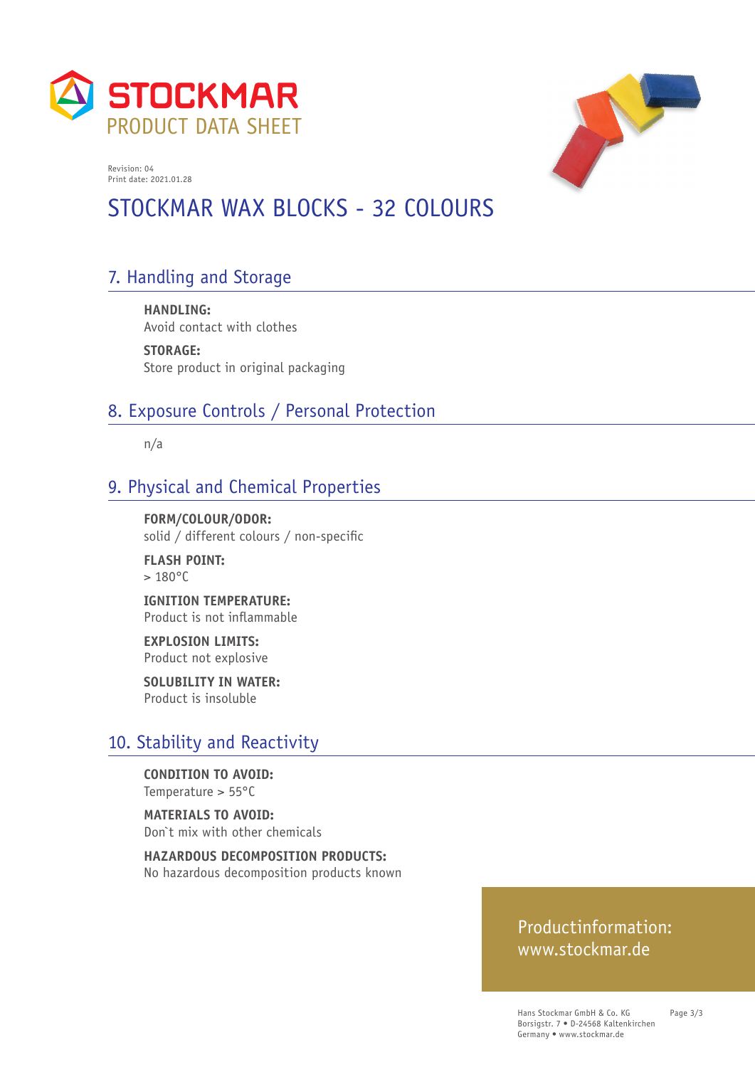STOCKMAR
PRODUCT DATA SHEET

Revision: 04
Print date: 2021.01.28

# STOCKMAR WAX BLOCKS - 32 COLOURS

## 7. Handling and Storage

**HANDLING:**
Avoid contact with clothes

**STORAGE:**
Store product in original packaging

## 8. Exposure Controls / Personal Protection

n/a

## 9. Physical and Chemical Properties

**FORM/COLOUR/ODOR:**
solid / different colours / non-specific

**FLASH POINT:**
> 180°C

**IGNITION TEMPERATURE:**
Product is not inflammable

**EXPLOSION LIMITS:**
Product not explosive

**SOLUBILITY IN WATER:**
Product is insoluble

## 10. Stability and Reactivity

**CONDITION TO AVOID:**
Temperature > 55°C

**MATERIALS TO AVOID:**
Don`t mix with other chemicals

**HAZARDOUS DECOMPOSITION PRODUCTS:**
No hazardous decomposition products known

Productinformation:
www.stockmar.de

Hans Stockmar GmbH & Co. KG
Borsigstr. 7 • D-24568 Kaltenkirchen
Germany • www.stockmar.de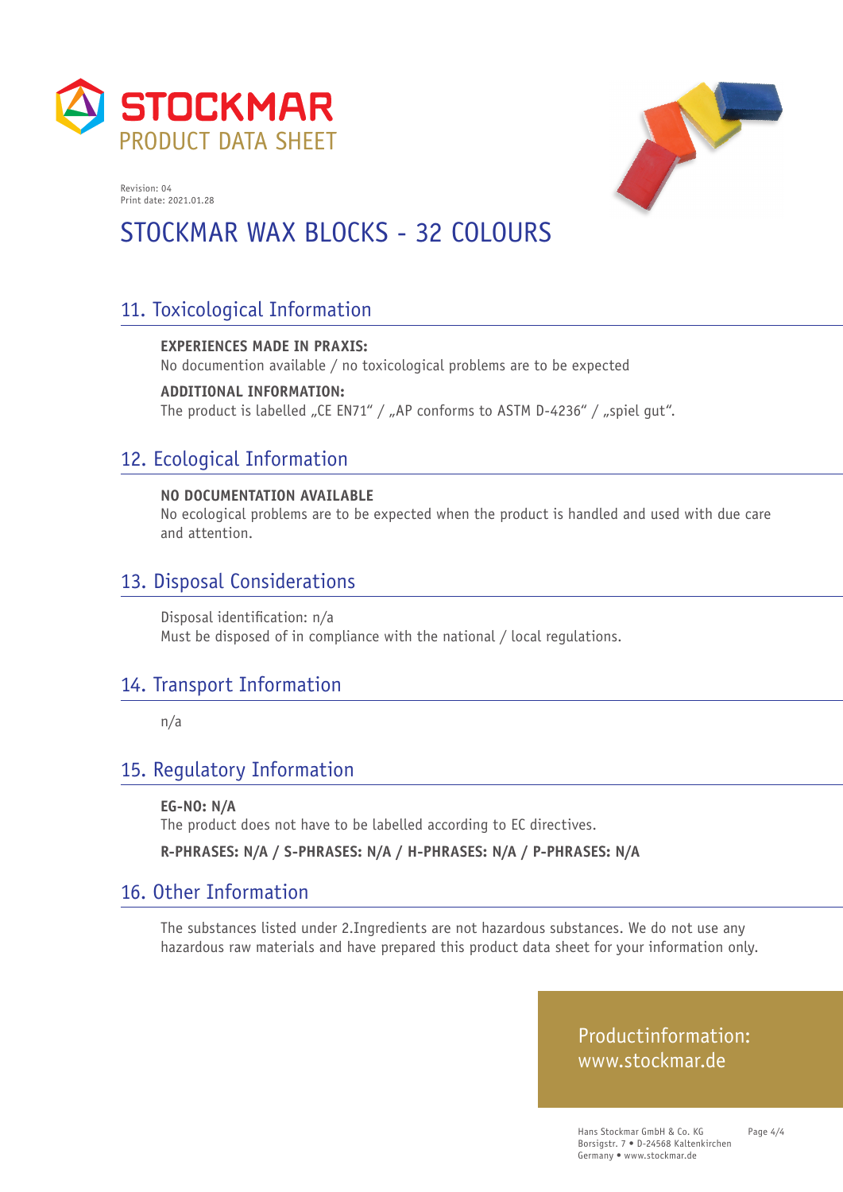STOCKMAR
PRODUCT DATA SHEET

Revision: 04
Print date: 2021.01.28

# STOCKMAR WAX BLOCKS - 32 COLOURS

## 11. Toxicological Information

**EXPERIENCES MADE IN PRAXIS:**
No documention available / no toxicological problems are to be expected

**ADDITIONAL INFORMATION:**
The product is labelled „CE EN71" / „AP conforms to ASTM D-4236" / „spiel gut".

## 12. Ecological Information

**NO DOCUMENTATION AVAILABLE**
No ecological problems are to be expected when the product is handled and used with due care and attention.

## 13. Disposal Considerations

Disposal identification: n/a
Must be disposed of in compliance with the national / local regulations.

## 14. Transport Information

n/a

## 15. Regulatory Information

**EG-NO: N/A**
The product does not have to be labelled according to EC directives.

**R-PHRASES: N/A / S-PHRASES: N/A / H-PHRASES: N/A / P-PHRASES: N/A**

## 16. Other Information

The substances listed under 2.Ingredients are not hazardous substances. We do not use any hazardous raw materials and have prepared this product data sheet for your information only.

Productinformation:
www.stockmar.de

Hans Stockmar GmbH & Co. KG
Borsigstr. 7 • D-24568 Kaltenkirchen
Germany • www.stockmar.de